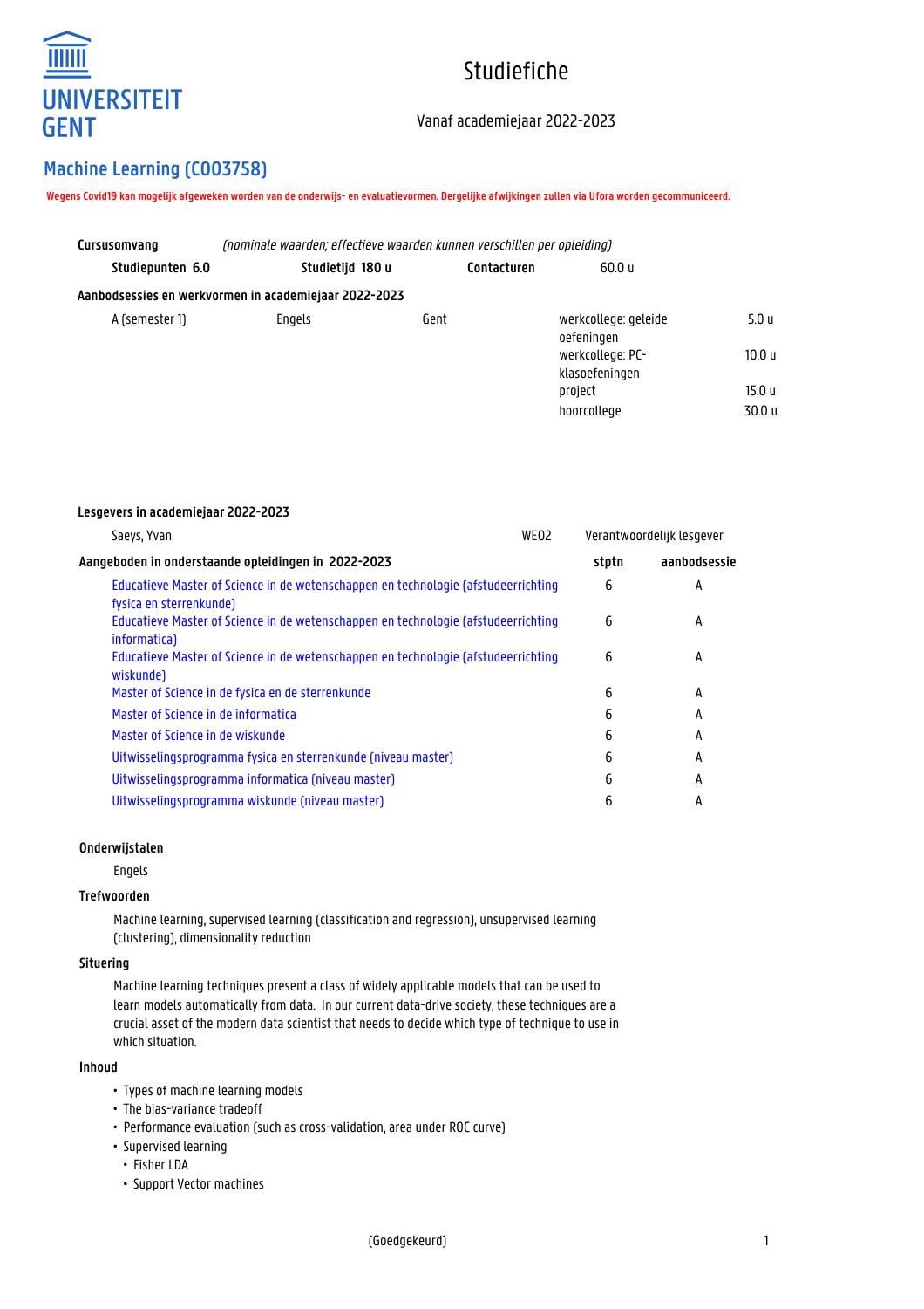UNIVERSITEIT GENT

# Studiefiche

Vanaf academiejaar 2022-2023

## Machine Learning (C003758)

**Wegens Covid19 kan mogelijk afgeweken worden van de onderwijs- en evaluatievormen. Dergelijke afwijkingen zullen via Ufora worden gecommuniceerd.**

**Cursusomvang** *(nominale waarden; effectieve waarden kunnen verschillen per opleiding)*

| Studiepunten 6.0 | Studietijd 180 u | Contacturen | 60.0 u |
|---|---|---|---|

**Aanbodsessies en werkvormen in academiejaar 2022-2023**

| | | | | |
|---|---|---|---|---|
| A (semester 1) | Engels | Gent | werkcollege: geleide oefeningen | 5.0 u |
| | | | werkcollege: PC-klasoefeningen | 10.0 u |
| | | | project | 15.0 u |
| | | | hoorcollege | 30.0 u |

**Lesgevers in academiejaar 2022-2023**

| | | |
|---|---|---|
| Saeys, Yvan | WE02 | Verantwoordelijk lesgever |

| Aangeboden in onderstaande opleidingen in 2022-2023 | stptn | aanbodsessie |
|---|---|---|
| Educatieve Master of Science in de wetenschappen en technologie (afstudeerrichting fysica en sterrenkunde) | 6 | A |
| Educatieve Master of Science in de wetenschappen en technologie (afstudeerrichting informatica) | 6 | A |
| Educatieve Master of Science in de wetenschappen en technologie (afstudeerrichting wiskunde) | 6 | A |
| Master of Science in de fysica en de sterrenkunde | 6 | A |
| Master of Science in de informatica | 6 | A |
| Master of Science in de wiskunde | 6 | A |
| Uitwisselingsprogramma fysica en sterrenkunde (niveau master) | 6 | A |
| Uitwisselingsprogramma informatica (niveau master) | 6 | A |
| Uitwisselingsprogramma wiskunde (niveau master) | 6 | A |

### Onderwijstalen

Engels

### Trefwoorden

Machine learning, supervised learning (classification and regression), unsupervised learning (clustering), dimensionality reduction

### Situering

Machine learning techniques present a class of widely applicable models that can be used to learn models automatically from data. In our current data-drive society, these techniques are a crucial asset of the modern data scientist that needs to decide which type of technique to use in which situation.

### Inhoud

- Types of machine learning models
- The bias-variance tradeoff
- Performance evaluation (such as cross-validation, area under ROC curve)
- Supervised learning
  - Fisher LDA
  - Support Vector machines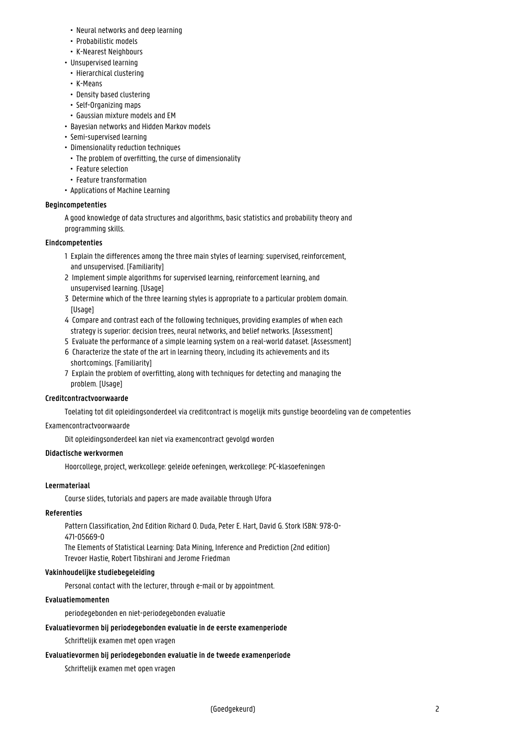- Neural networks and deep learning
- Probabilistic models
- K-Nearest Neighbours
- Unsupervised learning
  - Hierarchical clustering
  - K-Means
  - Density based clustering
  - Self-Organizing maps
  - Gaussian mixture models and EM
- Bayesian networks and Hidden Markov models
- Semi-supervised learning
- Dimensionality reduction techniques
  - The problem of overfitting, the curse of dimensionality
  - Feature selection
  - Feature transformation
- Applications of Machine Learning

**Begincompetenties**

A good knowledge of data structures and algorithms, basic statistics and probability theory and programming skills.

**Eindcompetenties**

1. Explain the differences among the three main styles of learning: supervised, reinforcement, and unsupervised. [Familiarity]
2. Implement simple algorithms for supervised learning, reinforcement learning, and unsupervised learning. [Usage]
3. Determine which of the three learning styles is appropriate to a particular problem domain. [Usage]
4. Compare and contrast each of the following techniques, providing examples of when each strategy is superior: decision trees, neural networks, and belief networks. [Assessment]
5. Evaluate the performance of a simple learning system on a real-world dataset. [Assessment]
6. Characterize the state of the art in learning theory, including its achievements and its shortcomings. [Familiarity]
7. Explain the problem of overfitting, along with techniques for detecting and managing the problem. [Usage]

**Creditcontractvoorwaarde**

Toelating tot dit opleidingsonderdeel via creditcontract is mogelijk mits gunstige beoordeling van de competenties

Examencontractvoorwaarde

Dit opleidingsonderdeel kan niet via examencontract gevolgd worden

**Didactische werkvormen**

Hoorcollege, project, werkcollege: geleide oefeningen, werkcollege: PC-klasoefeningen

**Leermateriaal**

Course slides, tutorials and papers are made available through Ufora

**Referenties**

Pattern Classification, 2nd Edition Richard O. Duda, Peter E. Hart, David G. Stork ISBN: 978-0-471-05669-0
The Elements of Statistical Learning: Data Mining, Inference and Prediction (2nd edition)
Trevoer Hastie, Robert Tibshirani and Jerome Friedman

**Vakinhoudelijke studiebegeleiding**

Personal contact with the lecturer, through e-mail or by appointment.

**Evaluatiemomenten**

periodegebonden en niet-periodegebonden evaluatie

**Evaluatievormen bij periodegebonden evaluatie in de eerste examenperiode**

Schriftelijk examen met open vragen

**Evaluatievormen bij periodegebonden evaluatie in de tweede examenperiode**

Schriftelijk examen met open vragen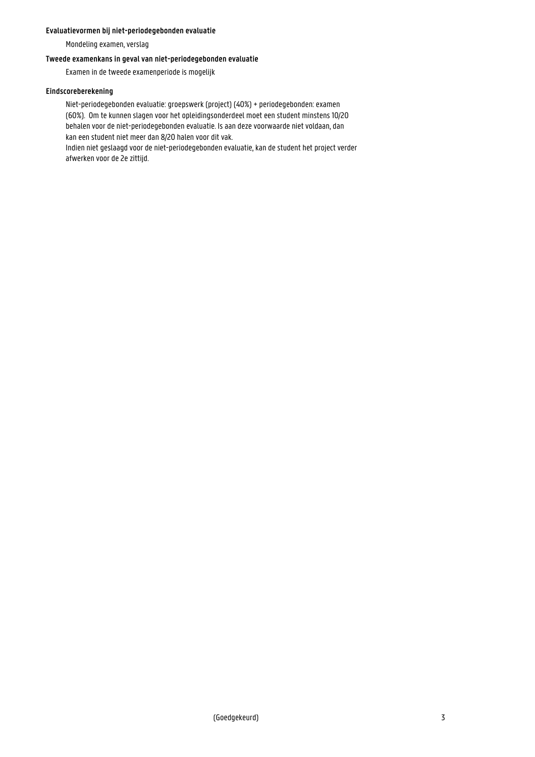**Evaluatievormen bij niet-periodegebonden evaluatie**

Mondeling examen, verslag

**Tweede examenkans in geval van niet-periodegebonden evaluatie**

Examen in de tweede examenperiode is mogelijk

**Eindscoreberekening**

Niet-periodegebonden evaluatie: groepswerk (project) (40%) + periodegebonden: examen (60%). Om te kunnen slagen voor het opleidingsonderdeel moet een student minstens 10/20 behalen voor de niet-periodegebonden evaluatie. Is aan deze voorwaarde niet voldaan, dan kan een student niet meer dan 8/20 halen voor dit vak.
Indien niet geslaagd voor de niet-periodegebonden evaluatie, kan de student het project verder afwerken voor de 2e zittijd.